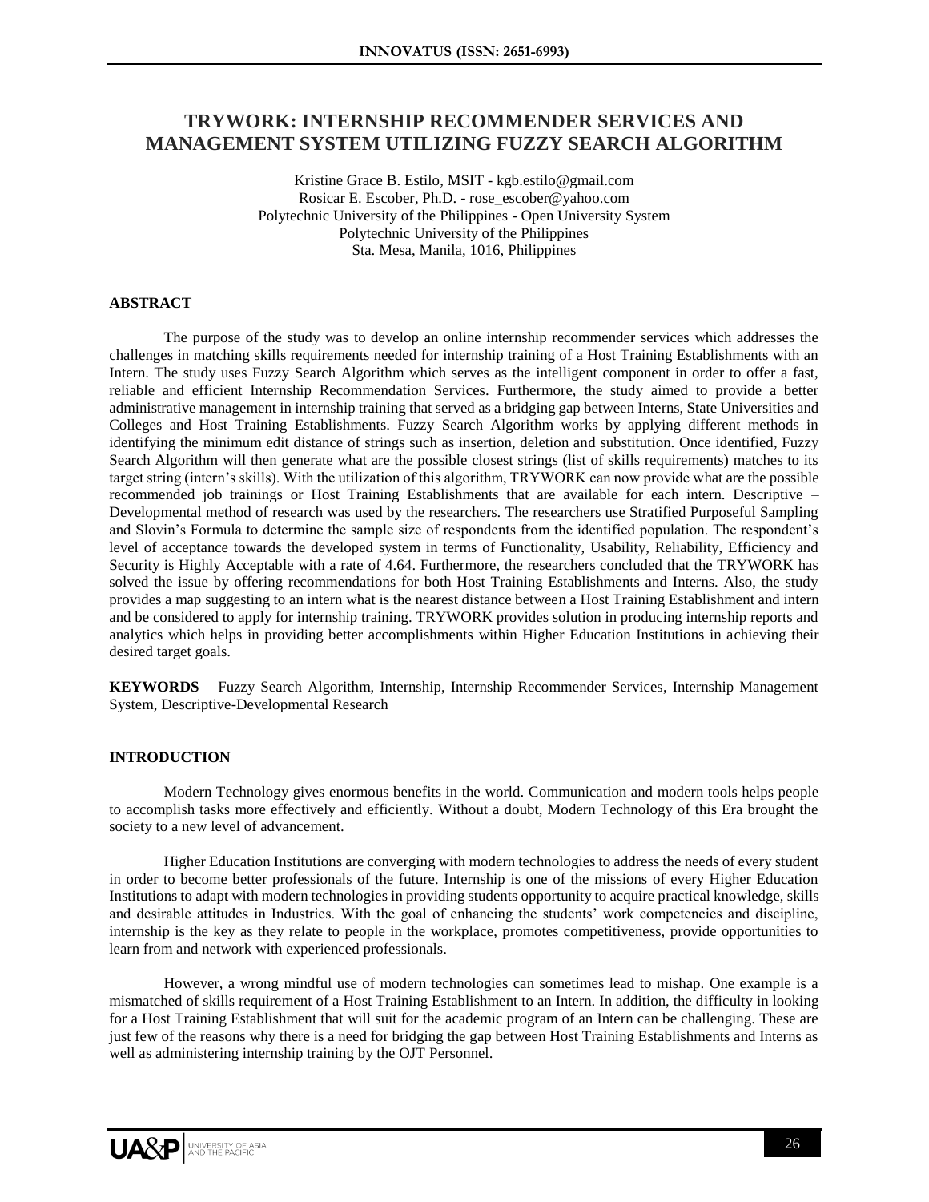# TRYWORK: INTERNSHIP RECOMMENDER SERVICES AND MANAGEMENT SYSTEM UTILIZING FUZZY SEARCH ALGORITHM

Kristine Grace B. Estilo, MSIT - kgb.estilo@gmail.com
Rosicar E. Escober, Ph.D. - rose_escober@yahoo.com
Polytechnic University of the Philippines - Open University System
Polytechnic University of the Philippines
Sta. Mesa, Manila, 1016, Philippines

## ABSTRACT

The purpose of the study was to develop an online internship recommender services which addresses the challenges in matching skills requirements needed for internship training of a Host Training Establishments with an Intern. The study uses Fuzzy Search Algorithm which serves as the intelligent component in order to offer a fast, reliable and efficient Internship Recommendation Services. Furthermore, the study aimed to provide a better administrative management in internship training that served as a bridging gap between Interns, State Universities and Colleges and Host Training Establishments. Fuzzy Search Algorithm works by applying different methods in identifying the minimum edit distance of strings such as insertion, deletion and substitution. Once identified, Fuzzy Search Algorithm will then generate what are the possible closest strings (list of skills requirements) matches to its target string (intern's skills). With the utilization of this algorithm, TRYWORK can now provide what are the possible recommended job trainings or Host Training Establishments that are available for each intern. Descriptive – Developmental method of research was used by the researchers. The researchers use Stratified Purposeful Sampling and Slovin's Formula to determine the sample size of respondents from the identified population. The respondent's level of acceptance towards the developed system in terms of Functionality, Usability, Reliability, Efficiency and Security is Highly Acceptable with a rate of 4.64. Furthermore, the researchers concluded that the TRYWORK has solved the issue by offering recommendations for both Host Training Establishments and Interns. Also, the study provides a map suggesting to an intern what is the nearest distance between a Host Training Establishment and intern and be considered to apply for internship training. TRYWORK provides solution in producing internship reports and analytics which helps in providing better accomplishments within Higher Education Institutions in achieving their desired target goals.

**KEYWORDS** – Fuzzy Search Algorithm, Internship, Internship Recommender Services, Internship Management System, Descriptive-Developmental Research

## INTRODUCTION

Modern Technology gives enormous benefits in the world. Communication and modern tools helps people to accomplish tasks more effectively and efficiently. Without a doubt, Modern Technology of this Era brought the society to a new level of advancement.

Higher Education Institutions are converging with modern technologies to address the needs of every student in order to become better professionals of the future. Internship is one of the missions of every Higher Education Institutions to adapt with modern technologies in providing students opportunity to acquire practical knowledge, skills and desirable attitudes in Industries. With the goal of enhancing the students' work competencies and discipline, internship is the key as they relate to people in the workplace, promotes competitiveness, provide opportunities to learn from and network with experienced professionals.

However, a wrong mindful use of modern technologies can sometimes lead to mishap. One example is a mismatched of skills requirement of a Host Training Establishment to an Intern. In addition, the difficulty in looking for a Host Training Establishment that will suit for the academic program of an Intern can be challenging. These are just few of the reasons why there is a need for bridging the gap between Host Training Establishments and Interns as well as administering internship training by the OJT Personnel.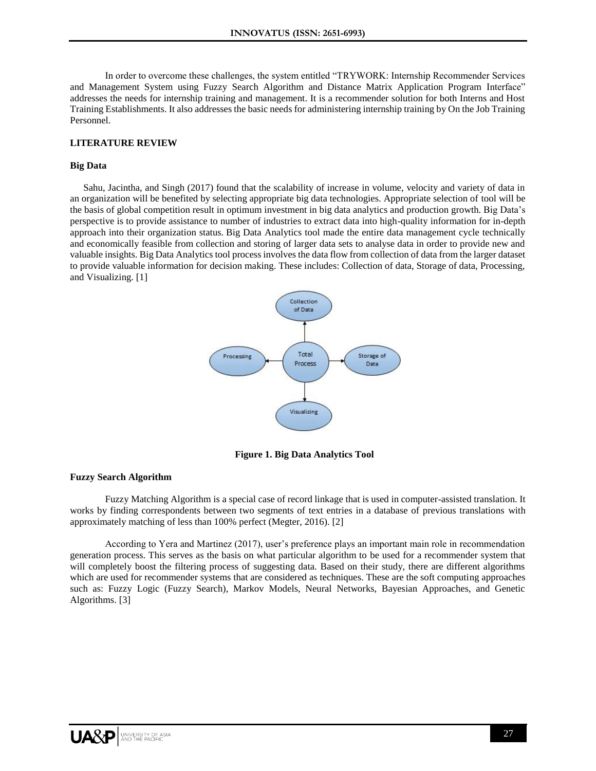In order to overcome these challenges, the system entitled "TRYWORK: Internship Recommender Services and Management System using Fuzzy Search Algorithm and Distance Matrix Application Program Interface" addresses the needs for internship training and management. It is a recommender solution for both Interns and Host Training Establishments. It also addresses the basic needs for administering internship training by On the Job Training Personnel.

## LITERATURE REVIEW

### Big Data

Sahu, Jacintha, and Singh (2017) found that the scalability of increase in volume, velocity and variety of data in an organization will be benefited by selecting appropriate big data technologies. Appropriate selection of tool will be the basis of global competition result in optimum investment in big data analytics and production growth. Big Data's perspective is to provide assistance to number of industries to extract data into high-quality information for in-depth approach into their organization status. Big Data Analytics tool made the entire data management cycle technically and economically feasible from collection and storing of larger data sets to analyse data in order to provide new and valuable insights. Big Data Analytics tool process involves the data flow from collection of data from the larger dataset to provide valuable information for decision making. These includes: Collection of data, Storage of data, Processing, and Visualizing. [1]

**Figure 1. Big Data Analytics Tool**

### Fuzzy Search Algorithm

Fuzzy Matching Algorithm is a special case of record linkage that is used in computer-assisted translation. It works by finding correspondents between two segments of text entries in a database of previous translations with approximately matching of less than 100% perfect (Megter, 2016). [2]

According to Yera and Martinez (2017), user's preference plays an important main role in recommendation generation process. This serves as the basis on what particular algorithm to be used for a recommender system that will completely boost the filtering process of suggesting data. Based on their study, there are different algorithms which are used for recommender systems that are considered as techniques. These are the soft computing approaches such as: Fuzzy Logic (Fuzzy Search), Markov Models, Neural Networks, Bayesian Approaches, and Genetic Algorithms. [3]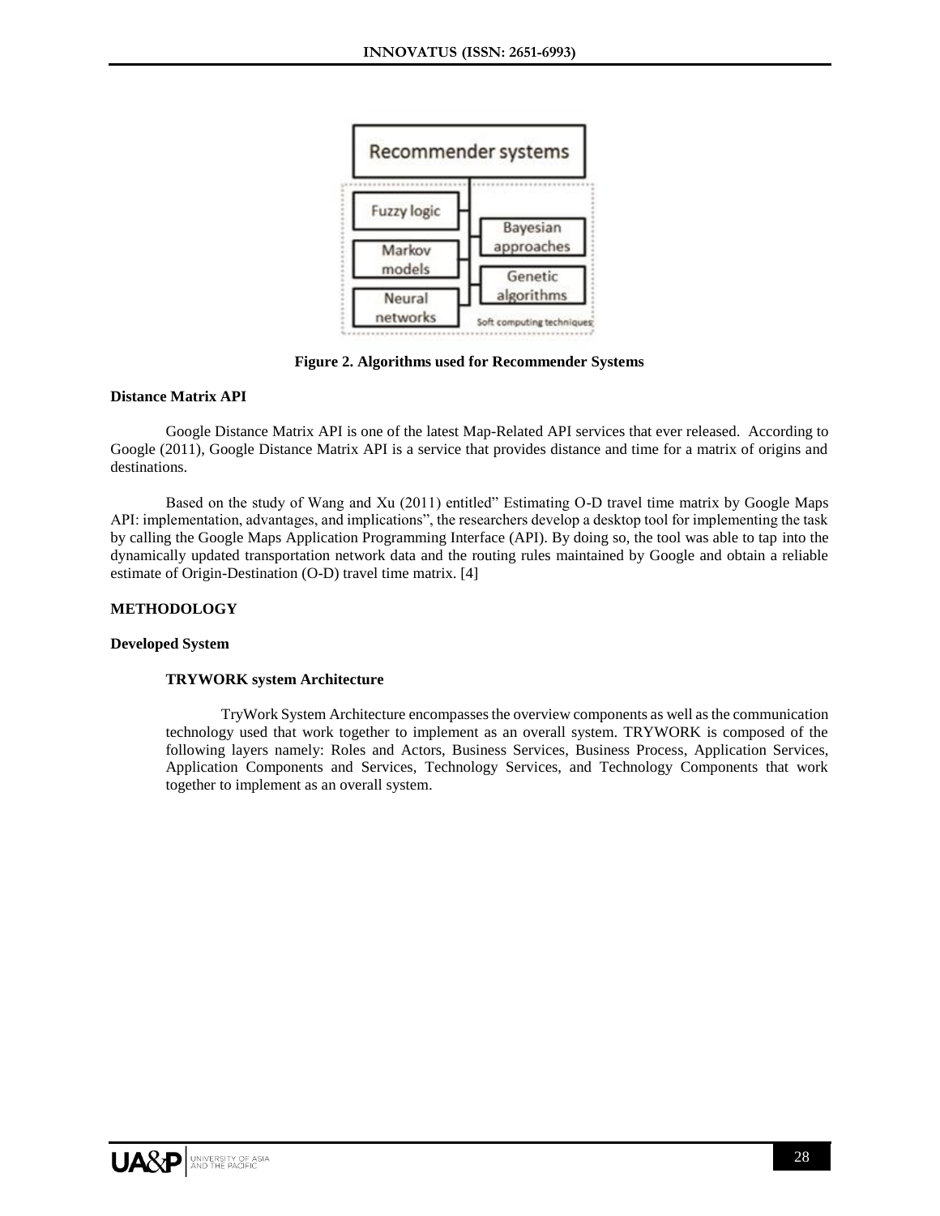Figure 2. Algorithms used for Recommender Systems

**Distance Matrix API**

Google Distance Matrix API is one of the latest Map-Related API services that ever released. According to Google (2011), Google Distance Matrix API is a service that provides distance and time for a matrix of origins and destinations.

Based on the study of Wang and Xu (2011) entitled" Estimating O-D travel time matrix by Google Maps API: implementation, advantages, and implications", the researchers develop a desktop tool for implementing the task by calling the Google Maps Application Programming Interface (API). By doing so, the tool was able to tap into the dynamically updated transportation network data and the routing rules maintained by Google and obtain a reliable estimate of Origin-Destination (O-D) travel time matrix. [4]

## METHODOLOGY

### Developed System

#### TRYWORK system Architecture

TryWork System Architecture encompasses the overview components as well as the communication technology used that work together to implement as an overall system. TRYWORK is composed of the following layers namely: Roles and Actors, Business Services, Business Process, Application Services, Application Components and Services, Technology Services, and Technology Components that work together to implement as an overall system.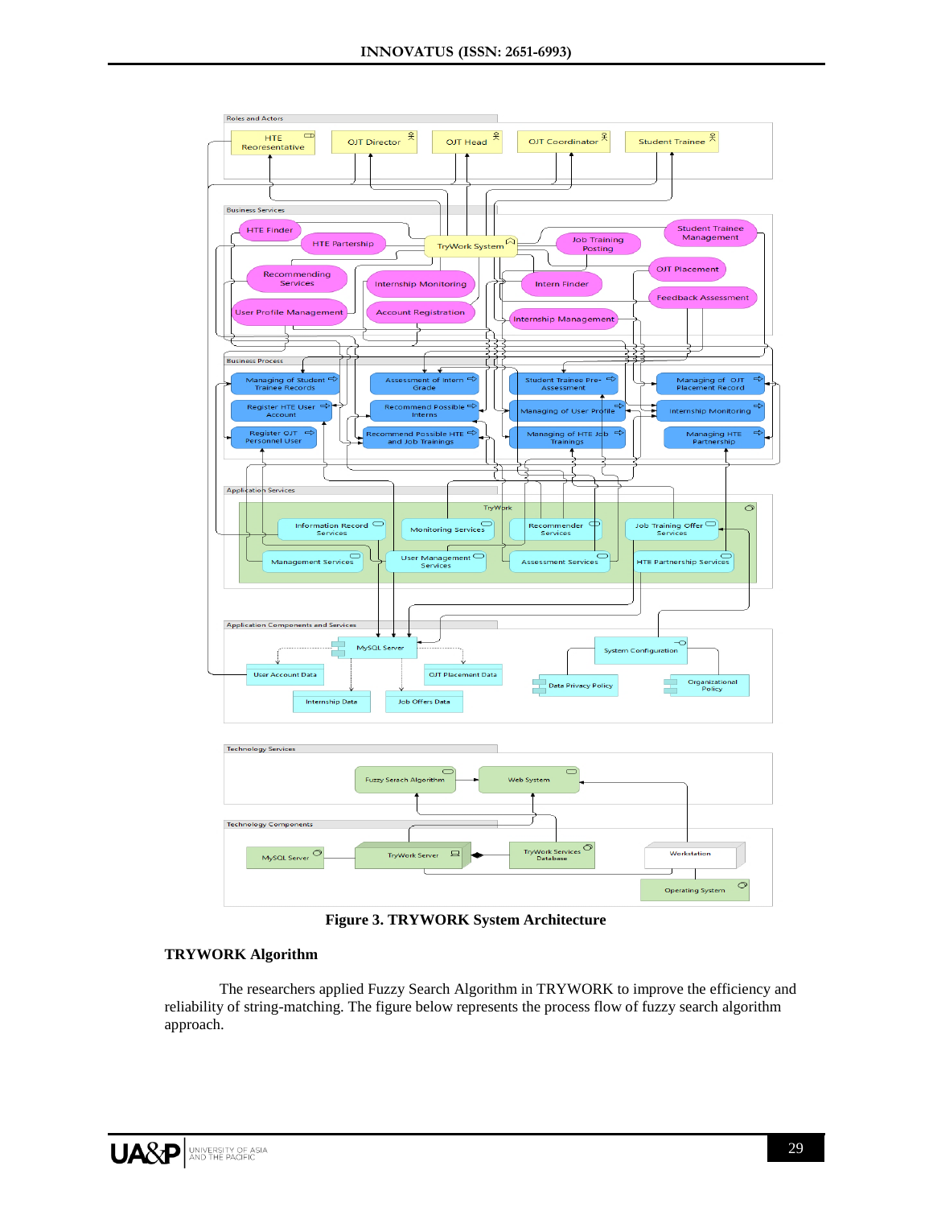Figure 3. TRYWORK System Architecture

## TRYWORK Algorithm

The researchers applied Fuzzy Search Algorithm in TRYWORK to improve the efficiency and reliability of string-matching. The figure below represents the process flow of fuzzy search algorithm approach.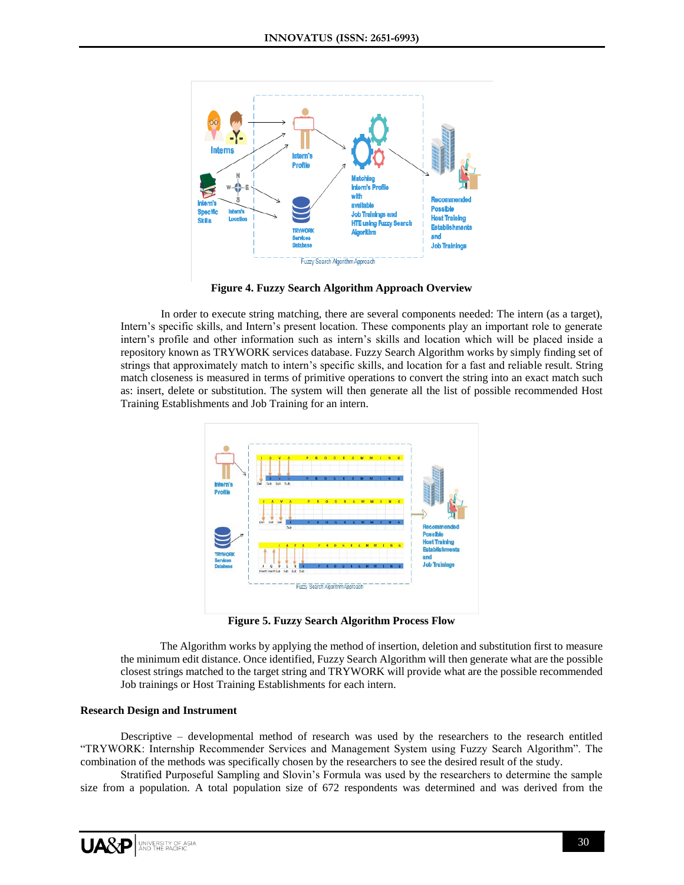**Figure 4. Fuzzy Search Algorithm Approach Overview**

In order to execute string matching, there are several components needed: The intern (as a target), Intern's specific skills, and Intern's present location. These components play an important role to generate intern's profile and other information such as intern's skills and location which will be placed inside a repository known as TRYWORK services database. Fuzzy Search Algorithm works by simply finding set of strings that approximately match to intern's specific skills, and location for a fast and reliable result. String match closeness is measured in terms of primitive operations to convert the string into an exact match such as: insert, delete or substitution. The system will then generate all the list of possible recommended Host Training Establishments and Job Training for an intern.

**Figure 5. Fuzzy Search Algorithm Process Flow**

The Algorithm works by applying the method of insertion, deletion and substitution first to measure the minimum edit distance. Once identified, Fuzzy Search Algorithm will then generate what are the possible closest strings matched to the target string and TRYWORK will provide what are the possible recommended Job trainings or Host Training Establishments for each intern.

### Research Design and Instrument

Descriptive – developmental method of research was used by the researchers to the research entitled "TRYWORK: Internship Recommender Services and Management System using Fuzzy Search Algorithm". The combination of the methods was specifically chosen by the researchers to see the desired result of the study.

Stratified Purposeful Sampling and Slovin's Formula was used by the researchers to determine the sample size from a population. A total population size of 672 respondents was determined and was derived from the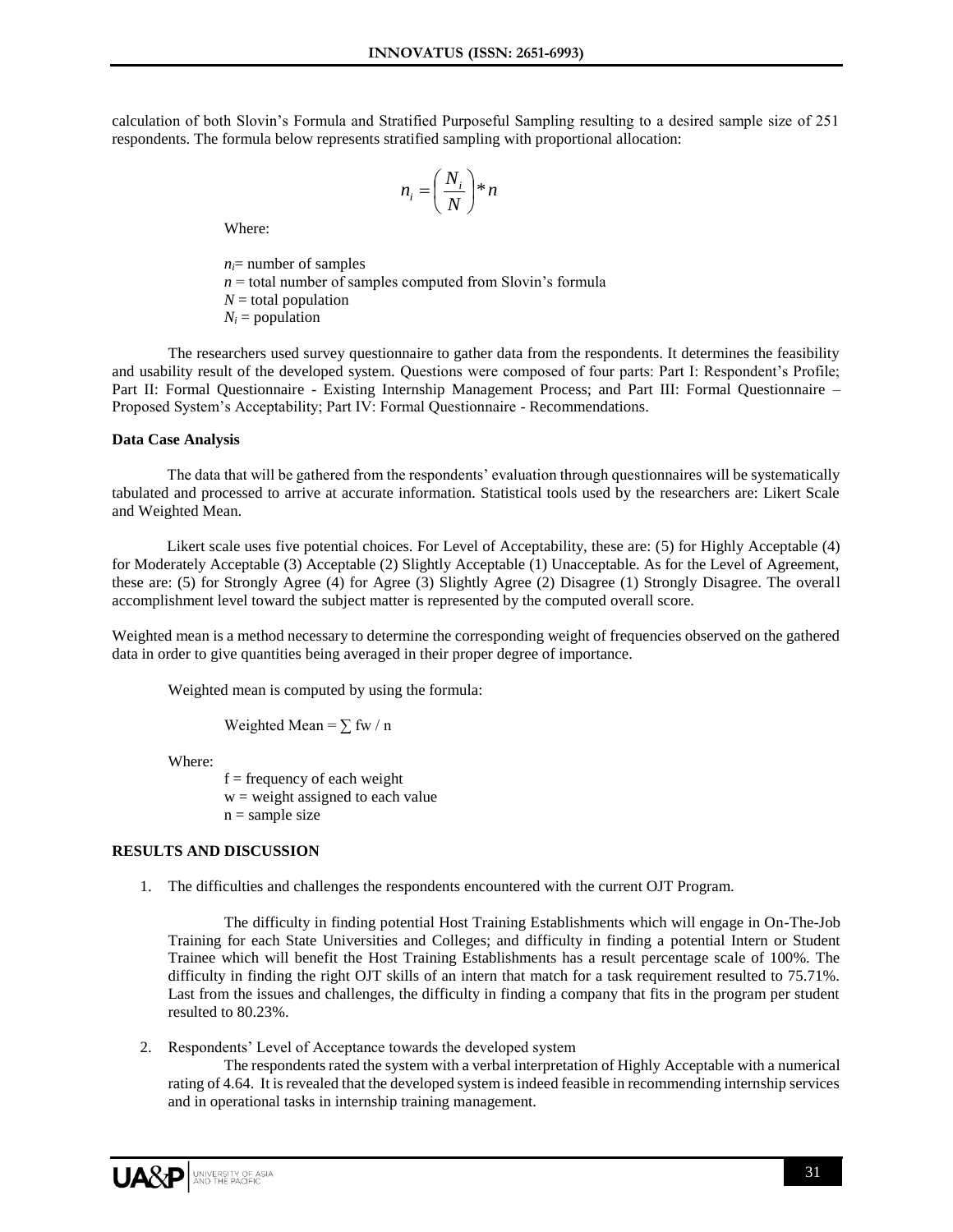calculation of both Slovin's Formula and Stratified Purposeful Sampling resulting to a desired sample size of 251 respondents. The formula below represents stratified sampling with proportional allocation:

$$n_i = \left(\frac{N_i}{N}\right) * n$$

Where:

$n_i$= number of samples
$n$ = total number of samples computed from Slovin's formula
$N$ = total population
$N_i$ = population

The researchers used survey questionnaire to gather data from the respondents. It determines the feasibility and usability result of the developed system. Questions were composed of four parts: Part I: Respondent's Profile; Part II: Formal Questionnaire - Existing Internship Management Process; and Part III: Formal Questionnaire – Proposed System's Acceptability; Part IV: Formal Questionnaire - Recommendations.

**Data Case Analysis**

The data that will be gathered from the respondents' evaluation through questionnaires will be systematically tabulated and processed to arrive at accurate information. Statistical tools used by the researchers are: Likert Scale and Weighted Mean.

Likert scale uses five potential choices. For Level of Acceptability, these are: (5) for Highly Acceptable (4) for Moderately Acceptable (3) Acceptable (2) Slightly Acceptable (1) Unacceptable. As for the Level of Agreement, these are: (5) for Strongly Agree (4) for Agree (3) Slightly Agree (2) Disagree (1) Strongly Disagree. The overall accomplishment level toward the subject matter is represented by the computed overall score.

Weighted mean is a method necessary to determine the corresponding weight of frequencies observed on the gathered data in order to give quantities being averaged in their proper degree of importance.

Weighted mean is computed by using the formula:

Weighted Mean = $\sum fw / n$

Where:

f = frequency of each weight
w = weight assigned to each value
n = sample size

## RESULTS AND DISCUSSION

1. The difficulties and challenges the respondents encountered with the current OJT Program.

   The difficulty in finding potential Host Training Establishments which will engage in On-The-Job Training for each State Universities and Colleges; and difficulty in finding a potential Intern or Student Trainee which will benefit the Host Training Establishments has a result percentage scale of 100%. The difficulty in finding the right OJT skills of an intern that match for a task requirement resulted to 75.71%. Last from the issues and challenges, the difficulty in finding a company that fits in the program per student resulted to 80.23%.

2. Respondents' Level of Acceptance towards the developed system

   The respondents rated the system with a verbal interpretation of Highly Acceptable with a numerical rating of 4.64. It is revealed that the developed system is indeed feasible in recommending internship services and in operational tasks in internship training management.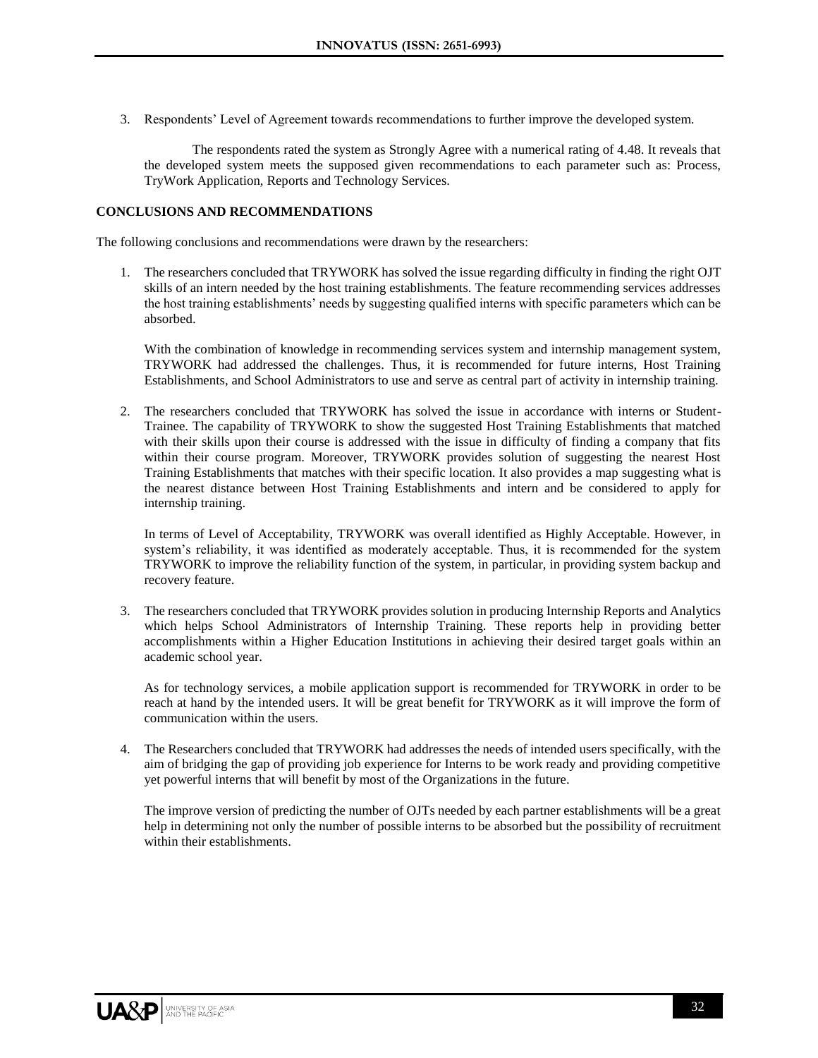3. Respondents' Level of Agreement towards recommendations to further improve the developed system.

   The respondents rated the system as Strongly Agree with a numerical rating of 4.48. It reveals that the developed system meets the supposed given recommendations to each parameter such as: Process, TryWork Application, Reports and Technology Services.

**CONCLUSIONS AND RECOMMENDATIONS**

The following conclusions and recommendations were drawn by the researchers:

1. The researchers concluded that TRYWORK has solved the issue regarding difficulty in finding the right OJT skills of an intern needed by the host training establishments. The feature recommending services addresses the host training establishments' needs by suggesting qualified interns with specific parameters which can be absorbed.

   With the combination of knowledge in recommending services system and internship management system, TRYWORK had addressed the challenges. Thus, it is recommended for future interns, Host Training Establishments, and School Administrators to use and serve as central part of activity in internship training.

2. The researchers concluded that TRYWORK has solved the issue in accordance with interns or Student-Trainee. The capability of TRYWORK to show the suggested Host Training Establishments that matched with their skills upon their course is addressed with the issue in difficulty of finding a company that fits within their course program. Moreover, TRYWORK provides solution of suggesting the nearest Host Training Establishments that matches with their specific location. It also provides a map suggesting what is the nearest distance between Host Training Establishments and intern and be considered to apply for internship training.

   In terms of Level of Acceptability, TRYWORK was overall identified as Highly Acceptable. However, in system's reliability, it was identified as moderately acceptable. Thus, it is recommended for the system TRYWORK to improve the reliability function of the system, in particular, in providing system backup and recovery feature.

3. The researchers concluded that TRYWORK provides solution in producing Internship Reports and Analytics which helps School Administrators of Internship Training. These reports help in providing better accomplishments within a Higher Education Institutions in achieving their desired target goals within an academic school year.

   As for technology services, a mobile application support is recommended for TRYWORK in order to be reach at hand by the intended users. It will be great benefit for TRYWORK as it will improve the form of communication within the users.

4. The Researchers concluded that TRYWORK had addresses the needs of intended users specifically, with the aim of bridging the gap of providing job experience for Interns to be work ready and providing competitive yet powerful interns that will benefit by most of the Organizations in the future.

   The improve version of predicting the number of OJTs needed by each partner establishments will be a great help in determining not only the number of possible interns to be absorbed but the possibility of recruitment within their establishments.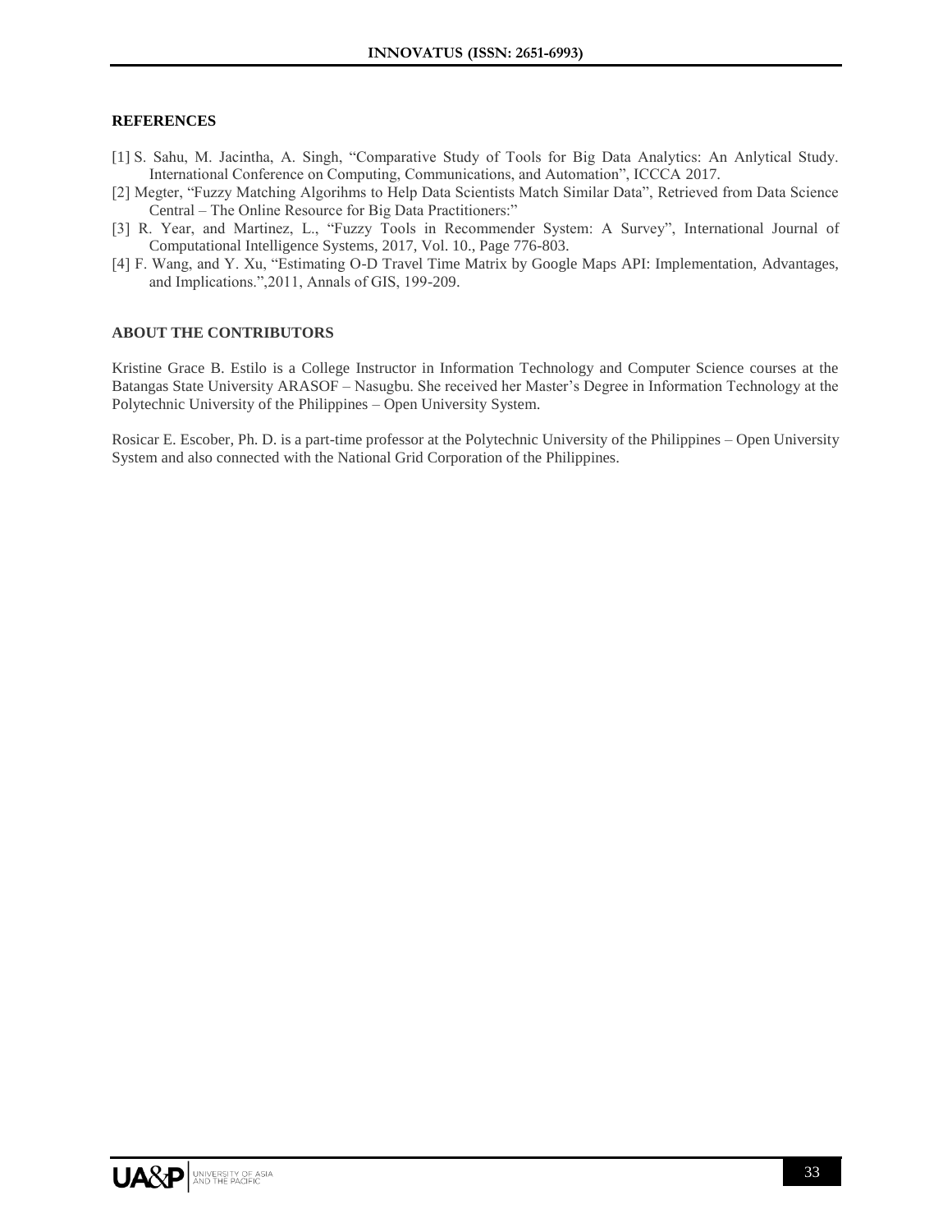## REFERENCES

[1] S. Sahu, M. Jacintha, A. Singh, "Comparative Study of Tools for Big Data Analytics: An Anlytical Study. International Conference on Computing, Communications, and Automation", ICCCA 2017.

[2] Megter, "Fuzzy Matching Algorihms to Help Data Scientists Match Similar Data", Retrieved from Data Science Central – The Online Resource for Big Data Practitioners:"

[3] R. Year, and Martinez, L., "Fuzzy Tools in Recommender System: A Survey", International Journal of Computational Intelligence Systems, 2017, Vol. 10., Page 776-803.

[4] F. Wang, and Y. Xu, "Estimating O-D Travel Time Matrix by Google Maps API: Implementation, Advantages, and Implications.",2011, Annals of GIS, 199-209.

## ABOUT THE CONTRIBUTORS

Kristine Grace B. Estilo is a College Instructor in Information Technology and Computer Science courses at the Batangas State University ARASOF – Nasugbu. She received her Master's Degree in Information Technology at the Polytechnic University of the Philippines – Open University System.

Rosicar E. Escober, Ph. D. is a part-time professor at the Polytechnic University of the Philippines – Open University System and also connected with the National Grid Corporation of the Philippines.